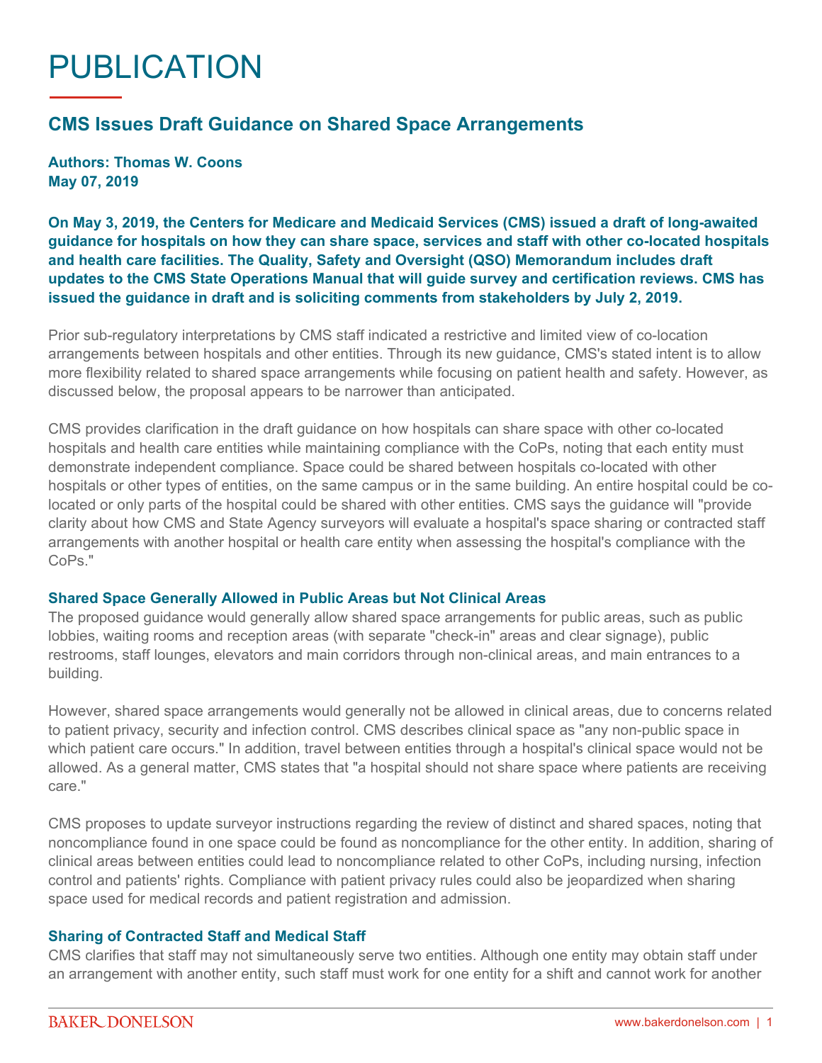# PUBLICATION

## CMS Issues Draft Guidance on Shared Space Arrangements

**Authors: Thomas W. Coons**
**May 07, 2019**

**On May 3, 2019, the Centers for Medicare and Medicaid Services (CMS) issued a draft of long-awaited guidance for hospitals on how they can share space, services and staff with other co-located hospitals and health care facilities. The Quality, Safety and Oversight (QSO) Memorandum includes draft updates to the CMS State Operations Manual that will guide survey and certification reviews. CMS has issued the guidance in draft and is soliciting comments from stakeholders by July 2, 2019.**

Prior sub-regulatory interpretations by CMS staff indicated a restrictive and limited view of co-location arrangements between hospitals and other entities. Through its new guidance, CMS's stated intent is to allow more flexibility related to shared space arrangements while focusing on patient health and safety. However, as discussed below, the proposal appears to be narrower than anticipated.

CMS provides clarification in the draft guidance on how hospitals can share space with other co-located hospitals and health care entities while maintaining compliance with the CoPs, noting that each entity must demonstrate independent compliance. Space could be shared between hospitals co-located with other hospitals or other types of entities, on the same campus or in the same building. An entire hospital could be co-located or only parts of the hospital could be shared with other entities. CMS says the guidance will "provide clarity about how CMS and State Agency surveyors will evaluate a hospital's space sharing or contracted staff arrangements with another hospital or health care entity when assessing the hospital's compliance with the CoPs."

### Shared Space Generally Allowed in Public Areas but Not Clinical Areas

The proposed guidance would generally allow shared space arrangements for public areas, such as public lobbies, waiting rooms and reception areas (with separate "check-in" areas and clear signage), public restrooms, staff lounges, elevators and main corridors through non-clinical areas, and main entrances to a building.

However, shared space arrangements would generally not be allowed in clinical areas, due to concerns related to patient privacy, security and infection control. CMS describes clinical space as "any non-public space in which patient care occurs." In addition, travel between entities through a hospital's clinical space would not be allowed. As a general matter, CMS states that "a hospital should not share space where patients are receiving care."

CMS proposes to update surveyor instructions regarding the review of distinct and shared spaces, noting that noncompliance found in one space could be found as noncompliance for the other entity. In addition, sharing of clinical areas between entities could lead to noncompliance related to other CoPs, including nursing, infection control and patients' rights. Compliance with patient privacy rules could also be jeopardized when sharing space used for medical records and patient registration and admission.

### Sharing of Contracted Staff and Medical Staff

CMS clarifies that staff may not simultaneously serve two entities. Although one entity may obtain staff under an arrangement with another entity, such staff must work for one entity for a shift and cannot work for another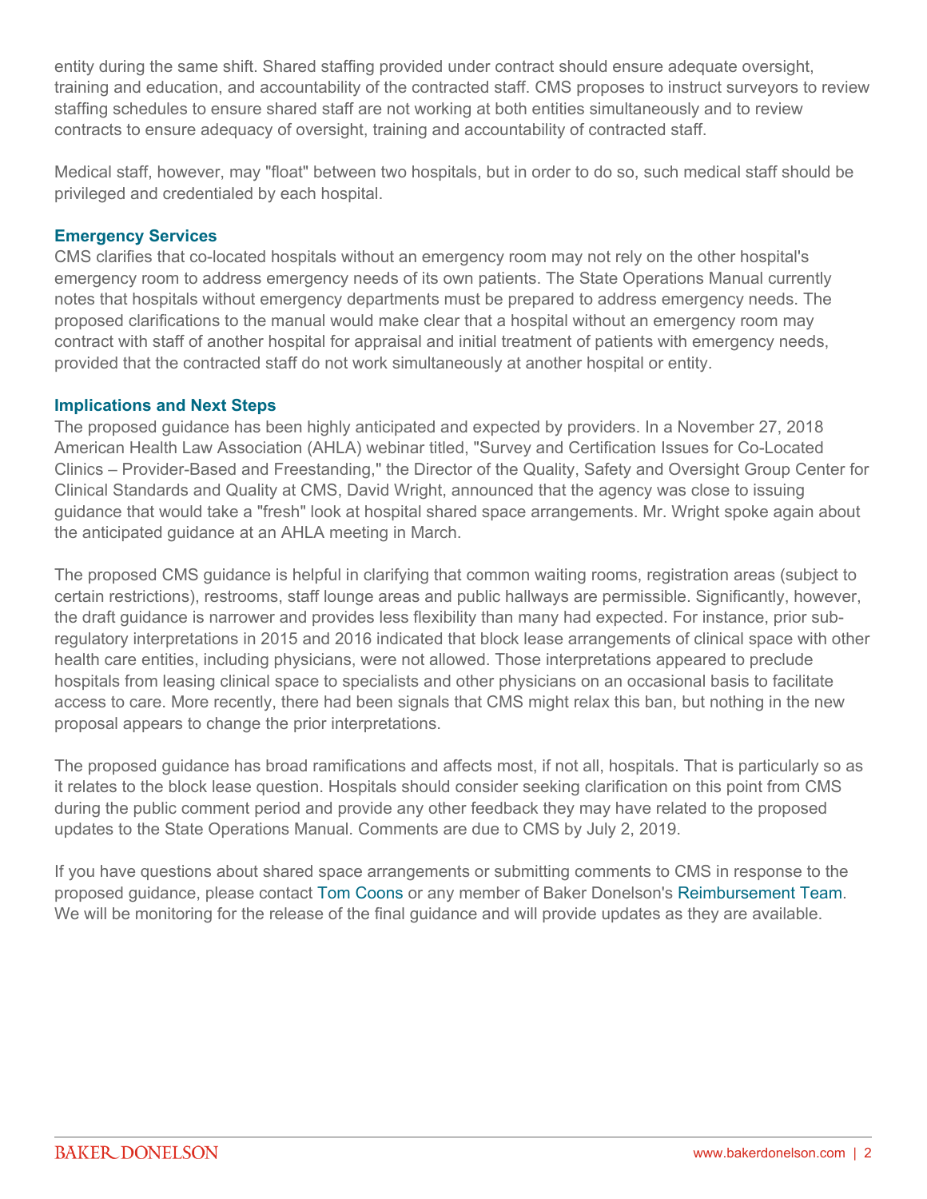entity during the same shift. Shared staffing provided under contract should ensure adequate oversight, training and education, and accountability of the contracted staff. CMS proposes to instruct surveyors to review staffing schedules to ensure shared staff are not working at both entities simultaneously and to review contracts to ensure adequacy of oversight, training and accountability of contracted staff.

Medical staff, however, may "float" between two hospitals, but in order to do so, such medical staff should be privileged and credentialed by each hospital.

### Emergency Services

CMS clarifies that co-located hospitals without an emergency room may not rely on the other hospital's emergency room to address emergency needs of its own patients. The State Operations Manual currently notes that hospitals without emergency departments must be prepared to address emergency needs. The proposed clarifications to the manual would make clear that a hospital without an emergency room may contract with staff of another hospital for appraisal and initial treatment of patients with emergency needs, provided that the contracted staff do not work simultaneously at another hospital or entity.

### Implications and Next Steps

The proposed guidance has been highly anticipated and expected by providers. In a November 27, 2018 American Health Law Association (AHLA) webinar titled, "Survey and Certification Issues for Co-Located Clinics – Provider-Based and Freestanding," the Director of the Quality, Safety and Oversight Group Center for Clinical Standards and Quality at CMS, David Wright, announced that the agency was close to issuing guidance that would take a "fresh" look at hospital shared space arrangements. Mr. Wright spoke again about the anticipated guidance at an AHLA meeting in March.

The proposed CMS guidance is helpful in clarifying that common waiting rooms, registration areas (subject to certain restrictions), restrooms, staff lounge areas and public hallways are permissible. Significantly, however, the draft guidance is narrower and provides less flexibility than many had expected. For instance, prior sub-regulatory interpretations in 2015 and 2016 indicated that block lease arrangements of clinical space with other health care entities, including physicians, were not allowed. Those interpretations appeared to preclude hospitals from leasing clinical space to specialists and other physicians on an occasional basis to facilitate access to care. More recently, there had been signals that CMS might relax this ban, but nothing in the new proposal appears to change the prior interpretations.

The proposed guidance has broad ramifications and affects most, if not all, hospitals. That is particularly so as it relates to the block lease question. Hospitals should consider seeking clarification on this point from CMS during the public comment period and provide any other feedback they may have related to the proposed updates to the State Operations Manual. Comments are due to CMS by July 2, 2019.

If you have questions about shared space arrangements or submitting comments to CMS in response to the proposed guidance, please contact Tom Coons or any member of Baker Donelson's Reimbursement Team. We will be monitoring for the release of the final guidance and will provide updates as they are available.